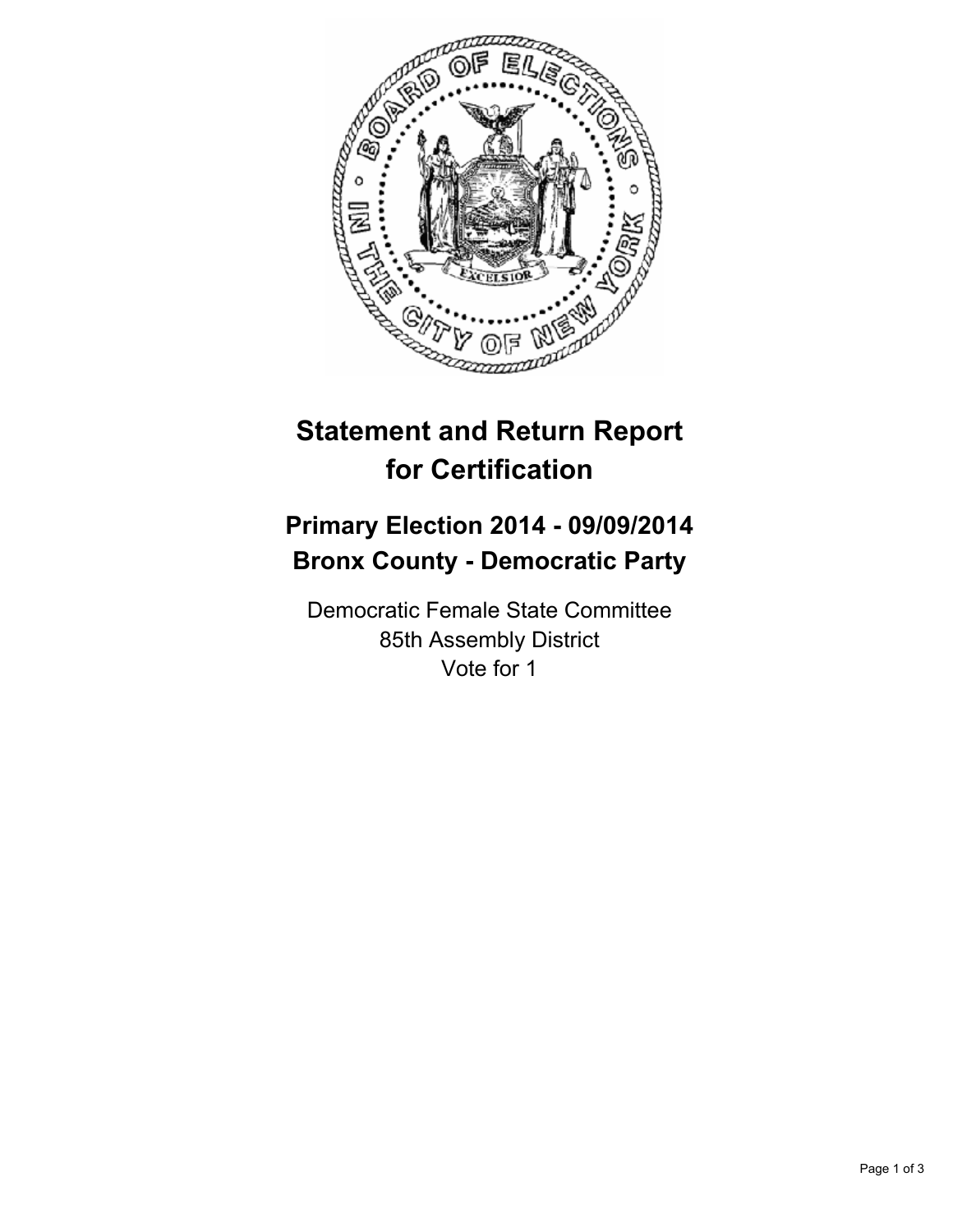# Statement and Return Report for Certification

## Primary Election 2014 - 09/09/2014
## Bronx County - Democratic Party

Democratic Female State Committee
85th Assembly District
Vote for 1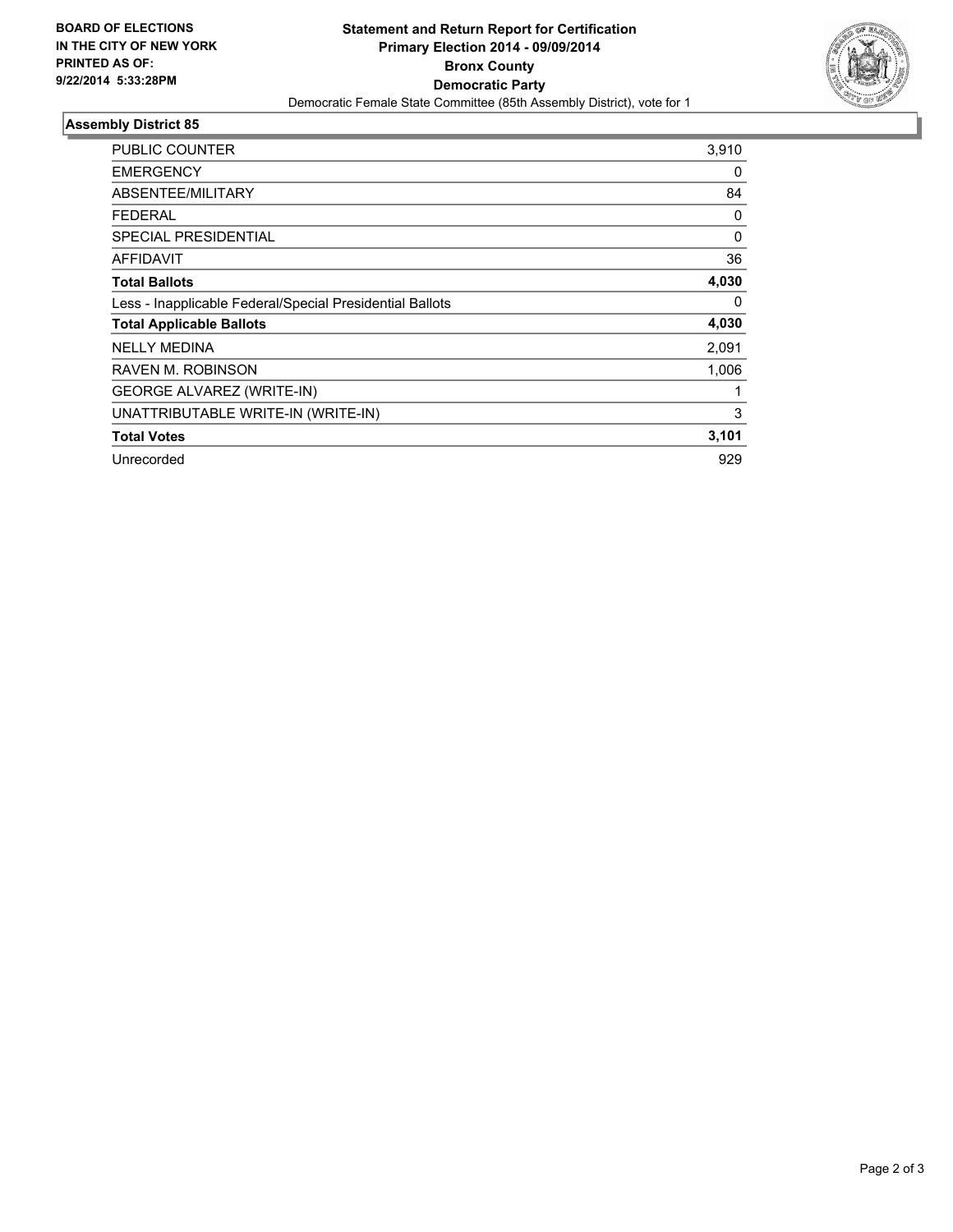**BOARD OF ELECTIONS IN THE CITY OF NEW YORK PRINTED AS OF: 9/22/2014 5:33:28PM**

# Statement and Return Report for Certification
## Primary Election 2014 - 09/09/2014
## Bronx County
## Democratic Party

Democratic Female State Committee (85th Assembly District), vote for 1

### Assembly District 85

| | |
|---|---|
| PUBLIC COUNTER | 3,910 |
| EMERGENCY | 0 |
| ABSENTEE/MILITARY | 84 |
| FEDERAL | 0 |
| SPECIAL PRESIDENTIAL | 0 |
| AFFIDAVIT | 36 |
| **Total Ballots** | **4,030** |
| Less - Inapplicable Federal/Special Presidential Ballots | 0 |
| **Total Applicable Ballots** | **4,030** |
| NELLY MEDINA | 2,091 |
| RAVEN M. ROBINSON | 1,006 |
| GEORGE ALVAREZ (WRITE-IN) | 1 |
| UNATTRIBUTABLE WRITE-IN (WRITE-IN) | 3 |
| **Total Votes** | **3,101** |
| Unrecorded | 929 |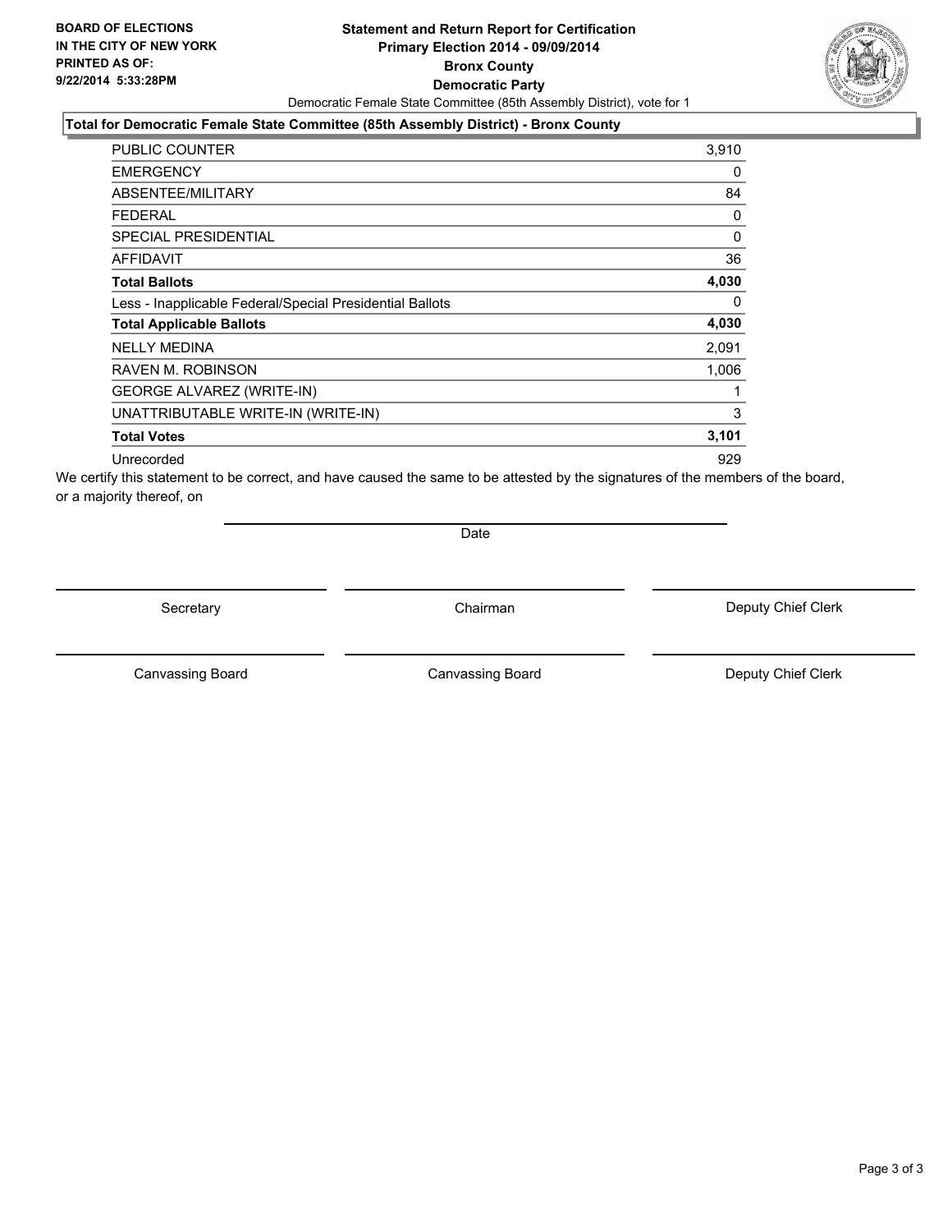**BOARD OF ELECTIONS IN THE CITY OF NEW YORK**
**PRINTED AS OF:**
**9/22/2014 5:33:28PM**

# Statement and Return Report for Certification
## Primary Election 2014 - 09/09/2014
## Bronx County
## Democratic Party

Democratic Female State Committee (85th Assembly District), vote for 1

### Total for Democratic Female State Committee (85th Assembly District) - Bronx County

| | |
|---|---|
| PUBLIC COUNTER | 3,910 |
| EMERGENCY | 0 |
| ABSENTEE/MILITARY | 84 |
| FEDERAL | 0 |
| SPECIAL PRESIDENTIAL | 0 |
| AFFIDAVIT | 36 |
| **Total Ballots** | **4,030** |
| Less - Inapplicable Federal/Special Presidential Ballots | 0 |
| **Total Applicable Ballots** | **4,030** |
| NELLY MEDINA | 2,091 |
| RAVEN M. ROBINSON | 1,006 |
| GEORGE ALVAREZ (WRITE-IN) | 1 |
| UNATTRIBUTABLE WRITE-IN (WRITE-IN) | 3 |
| **Total Votes** | **3,101** |
| Unrecorded | 929 |

We certify this statement to be correct, and have caused the same to be attested by the signatures of the members of the board, or a majority thereof, on

Date

Secretary &nbsp;&nbsp;&nbsp; Chairman &nbsp;&nbsp;&nbsp; Deputy Chief Clerk

Canvassing Board &nbsp;&nbsp;&nbsp; Canvassing Board &nbsp;&nbsp;&nbsp; Deputy Chief Clerk